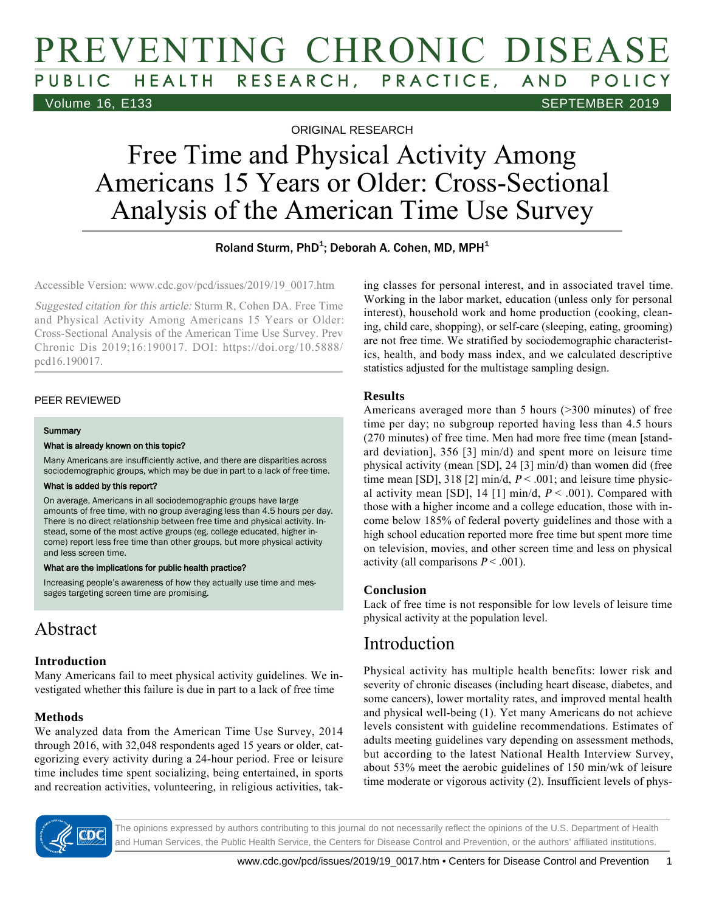# PREVENTING CHRONIC DISEASE

PUBLIC HEALTH RESEARCH, PRACTICE, AND POLICY

Volume 16, E133 SEPTEMBER 2019

ORIGINAL RESEARCH

# Free Time and Physical Activity Among Americans 15 Years or Older: Cross-Sectional Analysis of the American Time Use Survey

Roland Sturm, PhD[1]; Deborah A. Cohen, MD, MPH[1]

Accessible Version: www.cdc.gov/pcd/issues/2019/19_0017.htm

*Suggested citation for this article:* Sturm R, Cohen DA. Free Time and Physical Activity Among Americans 15 Years or Older: Cross-Sectional Analysis of the American Time Use Survey. Prev Chronic Dis 2019;16:190017. DOI: https://doi.org/10.5888/pcd16.190017.

PEER REVIEWED

**Summary**

**What is already known on this topic?**

Many Americans are insufficiently active, and there are disparities across sociodemographic groups, which may be due in part to a lack of free time.

**What is added by this report?**

On average, Americans in all sociodemographic groups have large amounts of free time, with no group averaging less than 4.5 hours per day. There is no direct relationship between free time and physical activity. Instead, some of the most active groups (eg, college educated, higher income) report less free time than other groups, but more physical activity and less screen time.

**What are the implications for public health practice?**

Increasing people's awareness of how they actually use time and messages targeting screen time are promising.

## Abstract

### Introduction

Many Americans fail to meet physical activity guidelines. We investigated whether this failure is due in part to a lack of free time

### Methods

We analyzed data from the American Time Use Survey, 2014 through 2016, with 32,048 respondents aged 15 years or older, categorizing every activity during a 24-hour period. Free or leisure time includes time spent socializing, being entertained, in sports and recreation activities, volunteering, in religious activities, taking classes for personal interest, and in associated travel time. Working in the labor market, education (unless only for personal interest), household work and home production (cooking, cleaning, child care, shopping), or self-care (sleeping, eating, grooming) are not free time. We stratified by sociodemographic characteristics, health, and body mass index, and we calculated descriptive statistics adjusted for the multistage sampling design.

### Results

Americans averaged more than 5 hours (>300 minutes) of free time per day; no subgroup reported having less than 4.5 hours (270 minutes) of free time. Men had more free time (mean [standard deviation], 356 [3] min/d) and spent more on leisure time physical activity (mean [SD], 24 [3] min/d) than women did (free time mean [SD], 318 [2] min/d, $P < .001$; and leisure time physical activity mean [SD], 14 [1] min/d, $P < .001$). Compared with those with a higher income and a college education, those with income below 185% of federal poverty guidelines and those with a high school education reported more free time but spent more time on television, movies, and other screen time and less on physical activity (all comparisons $P < .001$).

### Conclusion

Lack of free time is not responsible for low levels of leisure time physical activity at the population level.

## Introduction

Physical activity has multiple health benefits: lower risk and severity of chronic diseases (including heart disease, diabetes, and some cancers), lower mortality rates, and improved mental health and physical well-being (1). Yet many Americans do not achieve levels consistent with guideline recommendations. Estimates of adults meeting guidelines vary depending on assessment methods, but according to the latest National Health Interview Survey, about 53% meet the aerobic guidelines of 150 min/wk of leisure time moderate or vigorous activity (2). Insufficient levels of phys-

The opinions expressed by authors contributing to this journal do not necessarily reflect the opinions of the U.S. Department of Health and Human Services, the Public Health Service, the Centers for Disease Control and Prevention, or the authors' affiliated institutions.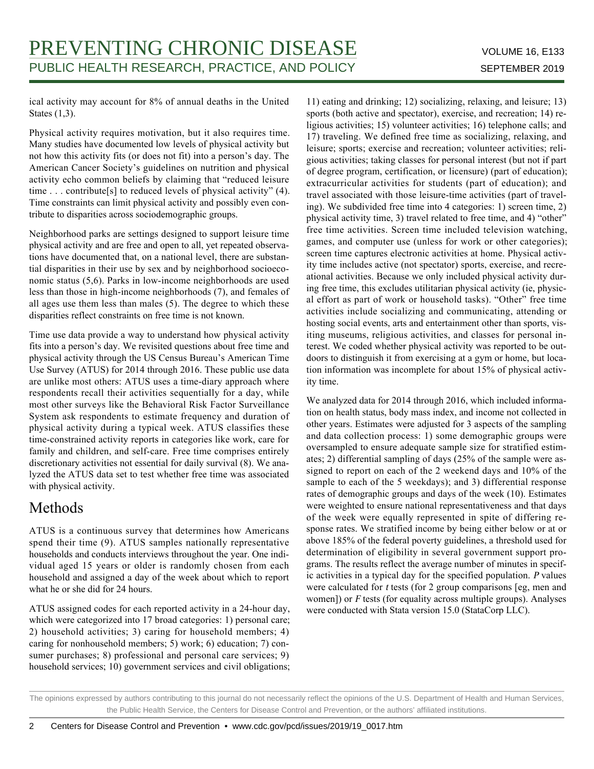ical activity may account for 8% of annual deaths in the United States (1,3).

Physical activity requires motivation, but it also requires time. Many studies have documented low levels of physical activity but not how this activity fits (or does not fit) into a person's day. The American Cancer Society's guidelines on nutrition and physical activity echo common beliefs by claiming that "reduced leisure time . . . contribute[s] to reduced levels of physical activity" (4). Time constraints can limit physical activity and possibly even contribute to disparities across sociodemographic groups.

Neighborhood parks are settings designed to support leisure time physical activity and are free and open to all, yet repeated observations have documented that, on a national level, there are substantial disparities in their use by sex and by neighborhood socioeconomic status (5,6). Parks in low-income neighborhoods are used less than those in high-income neighborhoods (7), and females of all ages use them less than males (5). The degree to which these disparities reflect constraints on free time is not known.

Time use data provide a way to understand how physical activity fits into a person's day. We revisited questions about free time and physical activity through the US Census Bureau's American Time Use Survey (ATUS) for 2014 through 2016. These public use data are unlike most others: ATUS uses a time-diary approach where respondents recall their activities sequentially for a day, while most other surveys like the Behavioral Risk Factor Surveillance System ask respondents to estimate frequency and duration of physical activity during a typical week. ATUS classifies these time-constrained activity reports in categories like work, care for family and children, and self-care. Free time comprises entirely discretionary activities not essential for daily survival (8). We analyzed the ATUS data set to test whether free time was associated with physical activity.

## Methods

ATUS is a continuous survey that determines how Americans spend their time (9). ATUS samples nationally representative households and conducts interviews throughout the year. One individual aged 15 years or older is randomly chosen from each household and assigned a day of the week about which to report what he or she did for 24 hours.

ATUS assigned codes for each reported activity in a 24-hour day, which were categorized into 17 broad categories: 1) personal care; 2) household activities; 3) caring for household members; 4) caring for nonhousehold members; 5) work; 6) education; 7) consumer purchases; 8) professional and personal care services; 9) household services; 10) government services and civil obligations; 11) eating and drinking; 12) socializing, relaxing, and leisure; 13) sports (both active and spectator), exercise, and recreation; 14) religious activities; 15) volunteer activities; 16) telephone calls; and 17) traveling. We defined free time as socializing, relaxing, and leisure; sports; exercise and recreation; volunteer activities; religious activities; taking classes for personal interest (but not if part of degree program, certification, or licensure) (part of education); extracurricular activities for students (part of education); and travel associated with those leisure-time activities (part of traveling). We subdivided free time into 4 categories: 1) screen time, 2) physical activity time, 3) travel related to free time, and 4) "other" free time activities. Screen time included television watching, games, and computer use (unless for work or other categories); screen time captures electronic activities at home. Physical activity time includes active (not spectator) sports, exercise, and recreational activities. Because we only included physical activity during free time, this excludes utilitarian physical activity (ie, physical effort as part of work or household tasks). "Other" free time activities include socializing and communicating, attending or hosting social events, arts and entertainment other than sports, visiting museums, religious activities, and classes for personal interest. We coded whether physical activity was reported to be outdoors to distinguish it from exercising at a gym or home, but location information was incomplete for about 15% of physical activity time.

We analyzed data for 2014 through 2016, which included information on health status, body mass index, and income not collected in other years. Estimates were adjusted for 3 aspects of the sampling and data collection process: 1) some demographic groups were oversampled to ensure adequate sample size for stratified estimates; 2) differential sampling of days (25% of the sample were assigned to report on each of the 2 weekend days and 10% of the sample to each of the 5 weekdays); and 3) differential response rates of demographic groups and days of the week (10). Estimates were weighted to ensure national representativeness and that days of the week were equally represented in spite of differing response rates. We stratified income by being either below or at or above 185% of the federal poverty guidelines, a threshold used for determination of eligibility in several government support programs. The results reflect the average number of minutes in specific activities in a typical day for the specified population. *P* values were calculated for *t* tests (for 2 group comparisons [eg, men and women]) or *F* tests (for equality across multiple groups). Analyses were conducted with Stata version 15.0 (StataCorp LLC).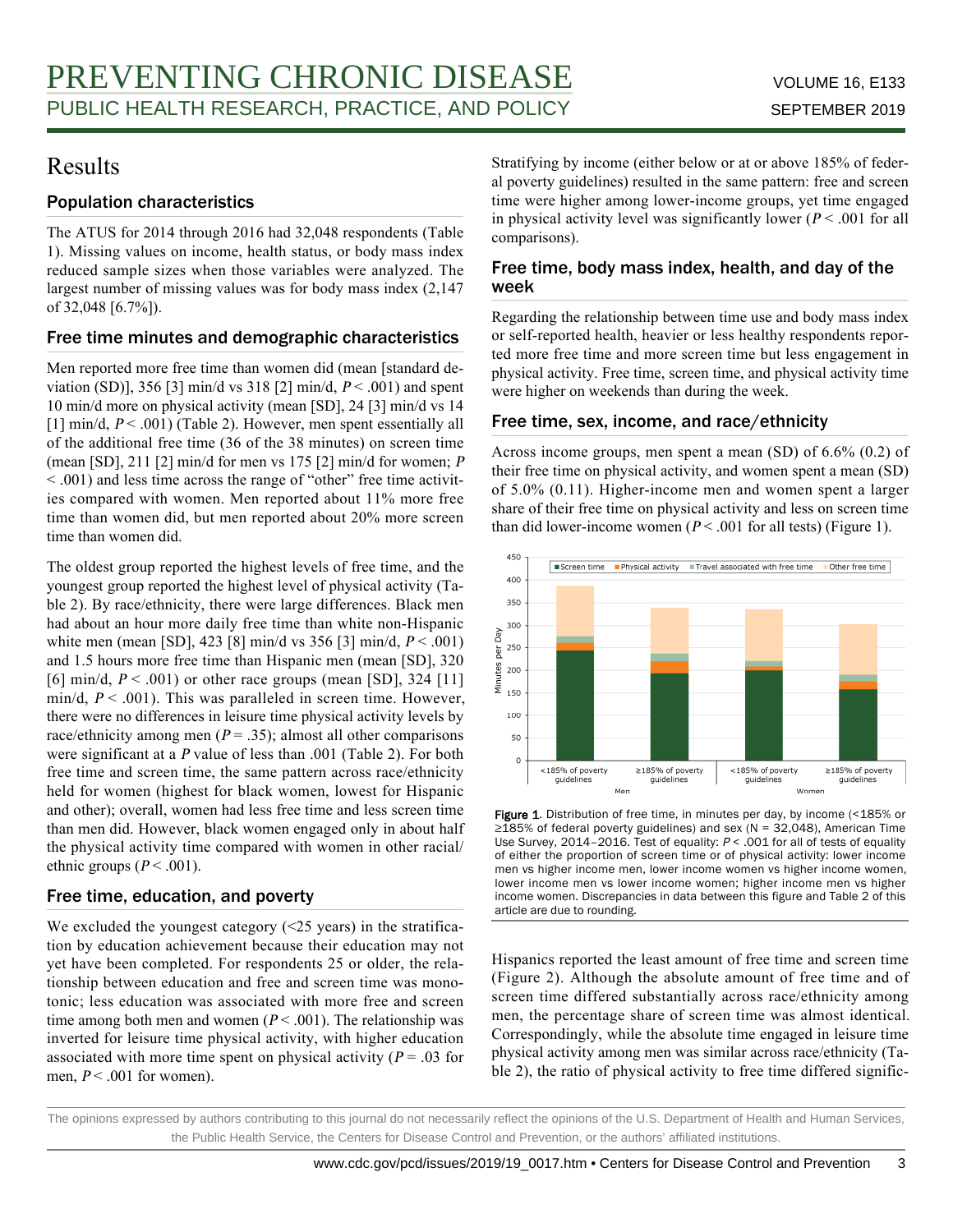## Results

### Population characteristics

The ATUS for 2014 through 2016 had 32,048 respondents (Table 1). Missing values on income, health status, or body mass index reduced sample sizes when those variables were analyzed. The largest number of missing values was for body mass index (2,147 of 32,048 [6.7%]).

### Free time minutes and demographic characteristics

Men reported more free time than women did (mean [standard deviation (SD)], 356 [3] min/d vs 318 [2] min/d, $P < .001$) and spent 10 min/d more on physical activity (mean [SD], 24 [3] min/d vs 14 [1] min/d, $P < .001$) (Table 2). However, men spent essentially all of the additional free time (36 of the 38 minutes) on screen time (mean [SD], 211 [2] min/d for men vs 175 [2] min/d for women; $P < .001$) and less time across the range of "other" free time activities compared with women. Men reported about 11% more free time than women did, but men reported about 20% more screen time than women did.

The oldest group reported the highest levels of free time, and the youngest group reported the highest level of physical activity (Table 2). By race/ethnicity, there were large differences. Black men had about an hour more daily free time than white non-Hispanic white men (mean [SD], 423 [8] min/d vs 356 [3] min/d, $P < .001$) and 1.5 hours more free time than Hispanic men (mean [SD], 320 [6] min/d, $P < .001$) or other race groups (mean [SD], 324 [11] min/d, $P < .001$). This was paralleled in screen time. However, there were no differences in leisure time physical activity levels by race/ethnicity among men ($P = .35$); almost all other comparisons were significant at a $P$ value of less than .001 (Table 2). For both free time and screen time, the same pattern across race/ethnicity held for women (highest for black women, lowest for Hispanic and other); overall, women had less free time and less screen time than men did. However, black women engaged only in about half the physical activity time compared with women in other racial/ethnic groups ($P < .001$).

### Free time, education, and poverty

We excluded the youngest category (<25 years) in the stratification by education achievement because their education may not yet have been completed. For respondents 25 or older, the relationship between education and free and screen time was monotonic; less education was associated with more free and screen time among both men and women ($P < .001$). The relationship was inverted for leisure time physical activity, with higher education associated with more time spent on physical activity ($P = .03$ for men, $P < .001$ for women).

Stratifying by income (either below or at or above 185% of federal poverty guidelines) resulted in the same pattern: free and screen time were higher among lower-income groups, yet time engaged in physical activity level was significantly lower ($P < .001$ for all comparisons).

### Free time, body mass index, health, and day of the week

Regarding the relationship between time use and body mass index or self-reported health, heavier or less healthy respondents reported more free time and more screen time but less engagement in physical activity. Free time, screen time, and physical activity time were higher on weekends than during the week.

### Free time, sex, income, and race/ethnicity

Across income groups, men spent a mean (SD) of 6.6% (0.2) of their free time on physical activity, and women spent a mean (SD) of 5.0% (0.11). Higher-income men and women spent a larger share of their free time on physical activity and less on screen time than did lower-income women ($P < .001$ for all tests) (Figure 1).

Screen time
Physical activity
Travel associated with free time
Other free time

450
400
350
300
250
200
150
100
50
0

Minutes per Day

<185% of poverty guidelines
≥185% of poverty guidelines
<185% of poverty guidelines
≥185% of poverty guidelines

Men
Women

**Figure 1.** Distribution of free time, in minutes per day, by income (<185% or ≥185% of federal poverty guidelines) and sex (N = 32,048), American Time Use Survey, 2014–2016. Test of equality: $P < .001$ for all of tests of equality of either the proportion of screen time or of physical activity: lower income men vs higher income men, lower income women vs higher income women, lower income men vs lower income women; higher income men vs higher income women. Discrepancies in data between this figure and Table 2 of this article are due to rounding.

Hispanics reported the least amount of free time and screen time (Figure 2). Although the absolute amount of free time and of screen time differed substantially across race/ethnicity among men, the percentage share of screen time was almost identical. Correspondingly, while the absolute time engaged in leisure time physical activity among men was similar across race/ethnicity (Table 2), the ratio of physical activity to free time differed signific-

The opinions expressed by authors contributing to this journal do not necessarily reflect the opinions of the U.S. Department of Health and Human Services, the Public Health Service, the Centers for Disease Control and Prevention, or the authors' affiliated institutions.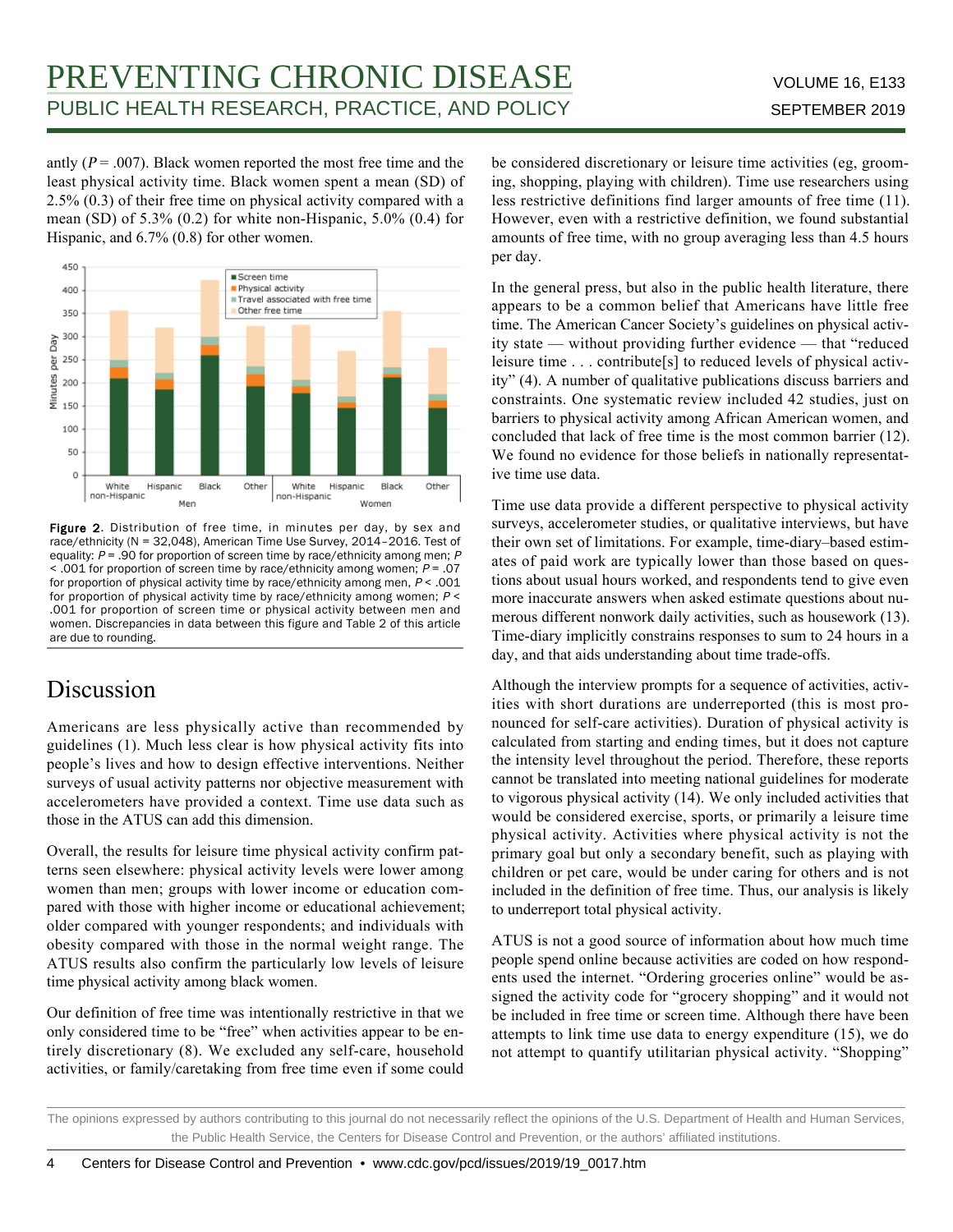antly ($P$ = .007). Black women reported the most free time and the least physical activity time. Black women spent a mean (SD) of 2.5% (0.3) of their free time on physical activity compared with a mean (SD) of 5.3% (0.2) for white non-Hispanic, 5.0% (0.4) for Hispanic, and 6.7% (0.8) for other women.

450
400
350
300
250
200
150
100
50
0
Minutes per Day
Screen time
Physical activity
Travel associated with free time
Other free time
White non-Hispanic
Hispanic
Black
Other
Men
White non-Hispanic
Hispanic
Black
Other
Women

**Figure 2.** Distribution of free time, in minutes per day, by sex and race/ethnicity (N = 32,048), American Time Use Survey, 2014–2016. Test of equality: $P$ = .90 for proportion of screen time by race/ethnicity among men; $P$ < .001 for proportion of screen time by race/ethnicity among women; $P$ = .07 for proportion of physical activity time by race/ethnicity among men, $P$ < .001 for proportion of physical activity time by race/ethnicity among women; $P$ < .001 for proportion of screen time or physical activity between men and women. Discrepancies in data between this figure and Table 2 of this article are due to rounding.

# Discussion

Americans are less physically active than recommended by guidelines (1). Much less clear is how physical activity fits into people's lives and how to design effective interventions. Neither surveys of usual activity patterns nor objective measurement with accelerometers have provided a context. Time use data such as those in the ATUS can add this dimension.

Overall, the results for leisure time physical activity confirm patterns seen elsewhere: physical activity levels were lower among women than men; groups with lower income or education compared with those with higher income or educational achievement; older compared with younger respondents; and individuals with obesity compared with those in the normal weight range. The ATUS results also confirm the particularly low levels of leisure time physical activity among black women.

Our definition of free time was intentionally restrictive in that we only considered time to be "free" when activities appear to be entirely discretionary (8). We excluded any self-care, household activities, or family/caretaking from free time even if some could be considered discretionary or leisure time activities (eg, grooming, shopping, playing with children). Time use researchers using less restrictive definitions find larger amounts of free time (11). However, even with a restrictive definition, we found substantial amounts of free time, with no group averaging less than 4.5 hours per day.

In the general press, but also in the public health literature, there appears to be a common belief that Americans have little free time. The American Cancer Society's guidelines on physical activity state — without providing further evidence — that "reduced leisure time . . . contribute[s] to reduced levels of physical activity" (4). A number of qualitative publications discuss barriers and constraints. One systematic review included 42 studies, just on barriers to physical activity among African American women, and concluded that lack of free time is the most common barrier (12). We found no evidence for those beliefs in nationally representative time use data.

Time use data provide a different perspective to physical activity surveys, accelerometer studies, or qualitative interviews, but have their own set of limitations. For example, time-diary–based estimates of paid work are typically lower than those based on questions about usual hours worked, and respondents tend to give even more inaccurate answers when asked estimate questions about numerous different nonwork daily activities, such as housework (13). Time-diary implicitly constrains responses to sum to 24 hours in a day, and that aids understanding about time trade-offs.

Although the interview prompts for a sequence of activities, activities with short durations are underreported (this is most pronounced for self-care activities). Duration of physical activity is calculated from starting and ending times, but it does not capture the intensity level throughout the period. Therefore, these reports cannot be translated into meeting national guidelines for moderate to vigorous physical activity (14). We only included activities that would be considered exercise, sports, or primarily a leisure time physical activity. Activities where physical activity is not the primary goal but only a secondary benefit, such as playing with children or pet care, would be under caring for others and is not included in the definition of free time. Thus, our analysis is likely to underreport total physical activity.

ATUS is not a good source of information about how much time people spend online because activities are coded on how respondents used the internet. "Ordering groceries online" would be assigned the activity code for "grocery shopping" and it would not be included in free time or screen time. Although there have been attempts to link time use data to energy expenditure (15), we do not attempt to quantify utilitarian physical activity. "Shopping"

The opinions expressed by authors contributing to this journal do not necessarily reflect the opinions of the U.S. Department of Health and Human Services, the Public Health Service, the Centers for Disease Control and Prevention, or the authors' affiliated institutions.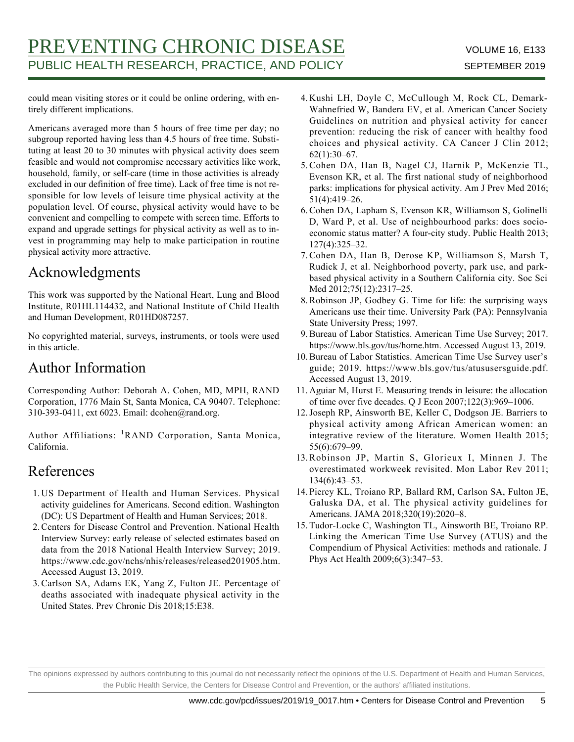could mean visiting stores or it could be online ordering, with entirely different implications.

Americans averaged more than 5 hours of free time per day; no subgroup reported having less than 4.5 hours of free time. Substituting at least 20 to 30 minutes with physical activity does seem feasible and would not compromise necessary activities like work, household, family, or self-care (time in those activities is already excluded in our definition of free time). Lack of free time is not responsible for low levels of leisure time physical activity at the population level. Of course, physical activity would have to be convenient and compelling to compete with screen time. Efforts to expand and upgrade settings for physical activity as well as to invest in programming may help to make participation in routine physical activity more attractive.

## Acknowledgments

This work was supported by the National Heart, Lung and Blood Institute, R01HL114432, and National Institute of Child Health and Human Development, R01HD087257.

No copyrighted material, surveys, instruments, or tools were used in this article.

## Author Information

Corresponding Author: Deborah A. Cohen, MD, MPH, RAND Corporation, 1776 Main St, Santa Monica, CA 90407. Telephone: 310-393-0411, ext 6023. Email: dcohen@rand.org.

Author Affiliations: [1]RAND Corporation, Santa Monica, California.

## References

1. US Department of Health and Human Services. Physical activity guidelines for Americans. Second edition. Washington (DC): US Department of Health and Human Services; 2018.
2. Centers for Disease Control and Prevention. National Health Interview Survey: early release of selected estimates based on data from the 2018 National Health Interview Survey; 2019. https://www.cdc.gov/nchs/nhis/releases/released201905.htm. Accessed August 13, 2019.
3. Carlson SA, Adams EK, Yang Z, Fulton JE. Percentage of deaths associated with inadequate physical activity in the United States. Prev Chronic Dis 2018;15:E38.
4. Kushi LH, Doyle C, McCullough M, Rock CL, Demark-Wahnefried W, Bandera EV, et al. American Cancer Society Guidelines on nutrition and physical activity for cancer prevention: reducing the risk of cancer with healthy food choices and physical activity. CA Cancer J Clin 2012; 62(1):30–67.
5. Cohen DA, Han B, Nagel CJ, Harnik P, McKenzie TL, Evenson KR, et al. The first national study of neighborhood parks: implications for physical activity. Am J Prev Med 2016; 51(4):419–26.
6. Cohen DA, Lapham S, Evenson KR, Williamson S, Golinelli D, Ward P, et al. Use of neighbourhood parks: does socioeconomic status matter? A four-city study. Public Health 2013; 127(4):325–32.
7. Cohen DA, Han B, Derose KP, Williamson S, Marsh T, Rudick J, et al. Neighborhood poverty, park use, and park-based physical activity in a Southern California city. Soc Sci Med 2012;75(12):2317–25.
8. Robinson JP, Godbey G. Time for life: the surprising ways Americans use their time. University Park (PA): Pennsylvania State University Press; 1997.
9. Bureau of Labor Statistics. American Time Use Survey; 2017. https://www.bls.gov/tus/home.htm. Accessed August 13, 2019.
10. Bureau of Labor Statistics. American Time Use Survey user's guide; 2019. https://www.bls.gov/tus/atususersguide.pdf. Accessed August 13, 2019.
11. Aguiar M, Hurst E. Measuring trends in leisure: the allocation of time over five decades. Q J Econ 2007;122(3):969–1006.
12. Joseph RP, Ainsworth BE, Keller C, Dodgson JE. Barriers to physical activity among African American women: an integrative review of the literature. Women Health 2015; 55(6):679–99.
13. Robinson JP, Martin S, Glorieux I, Minnen J. The overestimated workweek revisited. Mon Labor Rev 2011; 134(6):43–53.
14. Piercy KL, Troiano RP, Ballard RM, Carlson SA, Fulton JE, Galuska DA, et al. The physical activity guidelines for Americans. JAMA 2018;320(19):2020–8.
15. Tudor-Locke C, Washington TL, Ainsworth BE, Troiano RP. Linking the American Time Use Survey (ATUS) and the Compendium of Physical Activities: methods and rationale. J Phys Act Health 2009;6(3):347–53.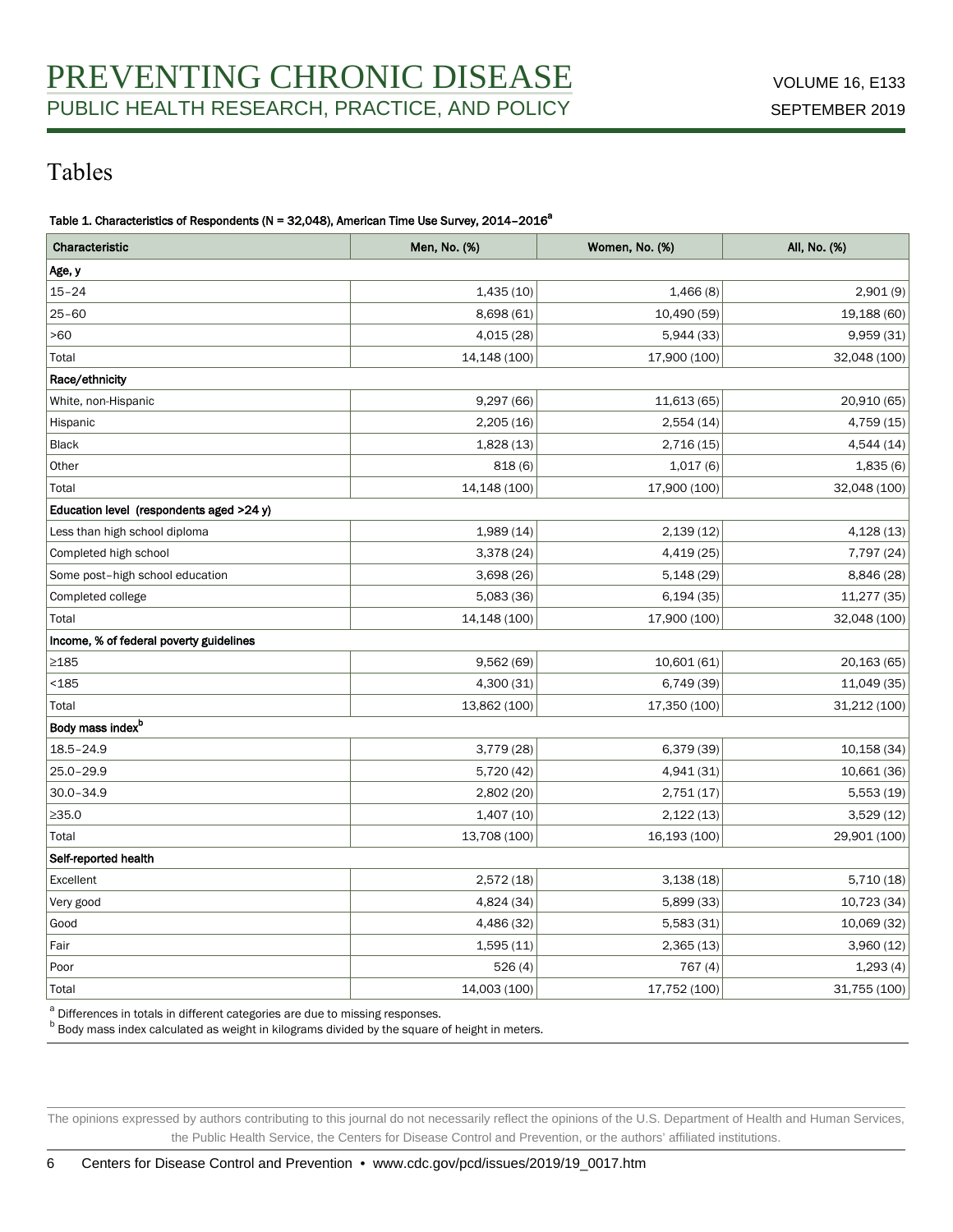# Tables

Table 1. Characteristics of Respondents (N = 32,048), American Time Use Survey, 2014–2016[a]

| Characteristic | Men, No. (%) | Women, No. (%) | All, No. (%) |
|---|---|---|---|
| **Age, y** | | | |
| 15–24 | 1,435 (10) | 1,466 (8) | 2,901 (9) |
| 25–60 | 8,698 (61) | 10,490 (59) | 19,188 (60) |
| >60 | 4,015 (28) | 5,944 (33) | 9,959 (31) |
| Total | 14,148 (100) | 17,900 (100) | 32,048 (100) |
| **Race/ethnicity** | | | |
| White, non-Hispanic | 9,297 (66) | 11,613 (65) | 20,910 (65) |
| Hispanic | 2,205 (16) | 2,554 (14) | 4,759 (15) |
| Black | 1,828 (13) | 2,716 (15) | 4,544 (14) |
| Other | 818 (6) | 1,017 (6) | 1,835 (6) |
| Total | 14,148 (100) | 17,900 (100) | 32,048 (100) |
| **Education level (respondents aged >24 y)** | | | |
| Less than high school diploma | 1,989 (14) | 2,139 (12) | 4,128 (13) |
| Completed high school | 3,378 (24) | 4,419 (25) | 7,797 (24) |
| Some post–high school education | 3,698 (26) | 5,148 (29) | 8,846 (28) |
| Completed college | 5,083 (36) | 6,194 (35) | 11,277 (35) |
| Total | 14,148 (100) | 17,900 (100) | 32,048 (100) |
| **Income, % of federal poverty guidelines** | | | |
| ≥185 | 9,562 (69) | 10,601 (61) | 20,163 (65) |
| <185 | 4,300 (31) | 6,749 (39) | 11,049 (35) |
| Total | 13,862 (100) | 17,350 (100) | 31,212 (100) |
| **Body mass index[b]** | | | |
| 18.5–24.9 | 3,779 (28) | 6,379 (39) | 10,158 (34) |
| 25.0–29.9 | 5,720 (42) | 4,941 (31) | 10,661 (36) |
| 30.0–34.9 | 2,802 (20) | 2,751 (17) | 5,553 (19) |
| ≥35.0 | 1,407 (10) | 2,122 (13) | 3,529 (12) |
| Total | 13,708 (100) | 16,193 (100) | 29,901 (100) |
| **Self-reported health** | | | |
| Excellent | 2,572 (18) | 3,138 (18) | 5,710 (18) |
| Very good | 4,824 (34) | 5,899 (33) | 10,723 (34) |
| Good | 4,486 (32) | 5,583 (31) | 10,069 (32) |
| Fair | 1,595 (11) | 2,365 (13) | 3,960 (12) |
| Poor | 526 (4) | 767 (4) | 1,293 (4) |
| Total | 14,003 (100) | 17,752 (100) | 31,755 (100) |

[a] Differences in totals in different categories are due to missing responses.
[b] Body mass index calculated as weight in kilograms divided by the square of height in meters.

The opinions expressed by authors contributing to this journal do not necessarily reflect the opinions of the U.S. Department of Health and Human Services, the Public Health Service, the Centers for Disease Control and Prevention, or the authors' affiliated institutions.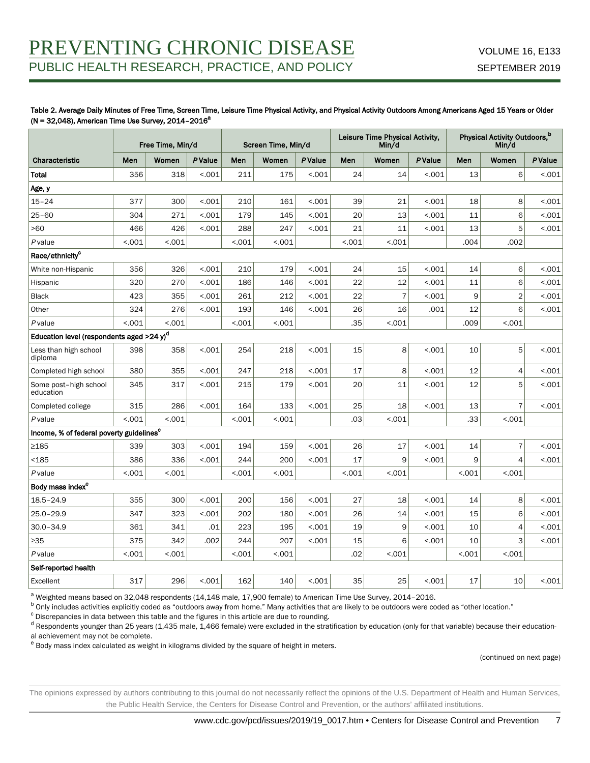Table 2. Average Daily Minutes of Free Time, Screen Time, Leisure Time Physical Activity, and Physical Activity Outdoors Among Americans Aged 15 Years or Older (N = 32,048), American Time Use Survey, 2014–2016[a]

| Characteristic | Free Time, Min/d | | | Screen Time, Min/d | | | Leisure Time Physical Activity, Min/d | | | Physical Activity Outdoors,[b] Min/d | | |
|---|---|---|---|---|---|---|---|---|---|---|---|---|
| | Men | Women | *P* Value | Men | Women | *P* Value | Men | Women | *P* Value | Men | Women | *P* Value |
| **Total** | 356 | 318 | <.001 | 211 | 175 | <.001 | 24 | 14 | <.001 | 13 | 6 | <.001 |
| **Age, y** | | | | | | | | | | | | |
| 15–24 | 377 | 300 | <.001 | 210 | 161 | <.001 | 39 | 21 | <.001 | 18 | 8 | <.001 |
| 25–60 | 304 | 271 | <.001 | 179 | 145 | <.001 | 20 | 13 | <.001 | 11 | 6 | <.001 |
| >60 | 466 | 426 | <.001 | 288 | 247 | <.001 | 21 | 11 | <.001 | 13 | 5 | <.001 |
| *P* value | <.001 | <.001 | | <.001 | <.001 | | <.001 | <.001 | | .004 | .002 | |
| **Race/ethnicity**[c] | | | | | | | | | | | | |
| White non-Hispanic | 356 | 326 | <.001 | 210 | 179 | <.001 | 24 | 15 | <.001 | 14 | 6 | <.001 |
| Hispanic | 320 | 270 | <.001 | 186 | 146 | <.001 | 22 | 12 | <.001 | 11 | 6 | <.001 |
| Black | 423 | 355 | <.001 | 261 | 212 | <.001 | 22 | 7 | <.001 | 9 | 2 | <.001 |
| Other | 324 | 276 | <.001 | 193 | 146 | <.001 | 26 | 16 | .001 | 12 | 6 | <.001 |
| *P* value | <.001 | <.001 | | <.001 | <.001 | | .35 | <.001 | | .009 | <.001 | |
| **Education level (respondents aged >24 y)**[d] | | | | | | | | | | | | |
| Less than high school diploma | 398 | 358 | <.001 | 254 | 218 | <.001 | 15 | 8 | <.001 | 10 | 5 | <.001 |
| Completed high school | 380 | 355 | <.001 | 247 | 218 | <.001 | 17 | 8 | <.001 | 12 | 4 | <.001 |
| Some post–high school education | 345 | 317 | <.001 | 215 | 179 | <.001 | 20 | 11 | <.001 | 12 | 5 | <.001 |
| Completed college | 315 | 286 | <.001 | 164 | 133 | <.001 | 25 | 18 | <.001 | 13 | 7 | <.001 |
| *P* value | <.001 | <.001 | | <.001 | <.001 | | .03 | <.001 | | .33 | <.001 | |
| **Income, % of federal poverty guidelines**[c] | | | | | | | | | | | | |
| ≥185 | 339 | 303 | <.001 | 194 | 159 | <.001 | 26 | 17 | <.001 | 14 | 7 | <.001 |
| <185 | 386 | 336 | <.001 | 244 | 200 | <.001 | 17 | 9 | <.001 | 9 | 4 | <.001 |
| *P* value | <.001 | <.001 | | <.001 | <.001 | | <.001 | <.001 | | <.001 | <.001 | |
| **Body mass index**[e] | | | | | | | | | | | | |
| 18.5–24.9 | 355 | 300 | <.001 | 200 | 156 | <.001 | 27 | 18 | <.001 | 14 | 8 | <.001 |
| 25.0–29.9 | 347 | 323 | <.001 | 202 | 180 | <.001 | 26 | 14 | <.001 | 15 | 6 | <.001 |
| 30.0–34.9 | 361 | 341 | .01 | 223 | 195 | <.001 | 19 | 9 | <.001 | 10 | 4 | <.001 |
| ≥35 | 375 | 342 | .002 | 244 | 207 | <.001 | 15 | 6 | <.001 | 10 | 3 | <.001 |
| *P* value | <.001 | <.001 | | <.001 | <.001 | | .02 | <.001 | | <.001 | <.001 | |
| **Self-reported health** | | | | | | | | | | | | |
| Excellent | 317 | 296 | <.001 | 162 | 140 | <.001 | 35 | 25 | <.001 | 17 | 10 | <.001 |

[a] Weighted means based on 32,048 respondents (14,148 male, 17,900 female) to American Time Use Survey, 2014–2016.
[b] Only includes activities explicitly coded as "outdoors away from home." Many activities that are likely to be outdoors were coded as "other location."
[c] Discrepancies in data between this table and the figures in this article are due to rounding.
[d] Respondents younger than 25 years (1,435 male, 1,466 female) were excluded in the stratification by education (only for that variable) because their educational achievement may not be complete.
[e] Body mass index calculated as weight in kilograms divided by the square of height in meters.

(continued on next page)

The opinions expressed by authors contributing to this journal do not necessarily reflect the opinions of the U.S. Department of Health and Human Services, the Public Health Service, the Centers for Disease Control and Prevention, or the authors' affiliated institutions.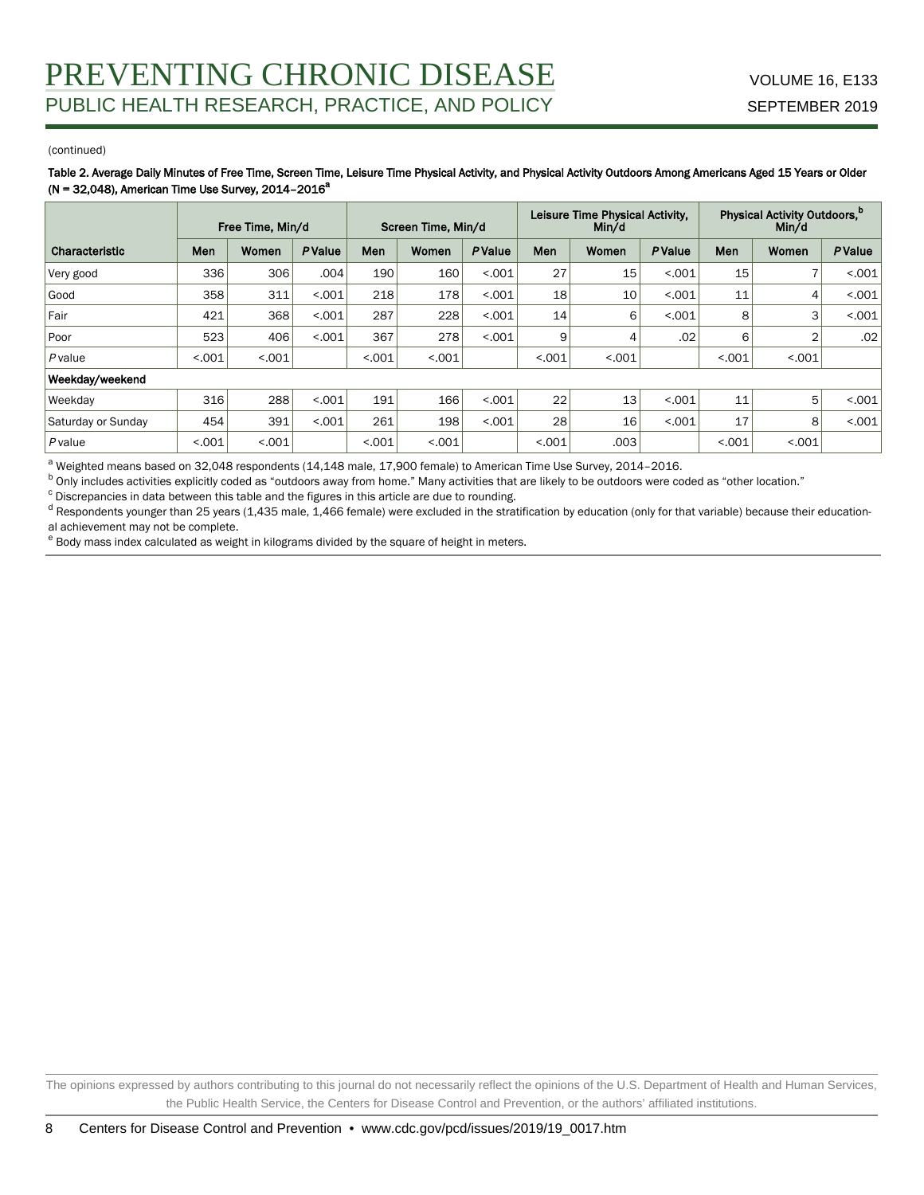(continued)

**Table 2. Average Daily Minutes of Free Time, Screen Time, Leisure Time Physical Activity, and Physical Activity Outdoors Among Americans Aged 15 Years or Older (N = 32,048), American Time Use Survey, 2014–2016[a]**

| | Free Time, Min/d | | | Screen Time, Min/d | | | Leisure Time Physical Activity, Min/d | | | Physical Activity Outdoors,[b] Min/d | | |
|---|---|---|---|---|---|---|---|---|---|---|---|---|
| **Characteristic** | **Men** | **Women** | ***P* Value** | **Men** | **Women** | ***P* Value** | **Men** | **Women** | ***P* Value** | **Men** | **Women** | ***P* Value** |
| Very good | 336 | 306 | .004 | 190 | 160 | <.001 | 27 | 15 | <.001 | 15 | 7 | <.001 |
| Good | 358 | 311 | <.001 | 218 | 178 | <.001 | 18 | 10 | <.001 | 11 | 4 | <.001 |
| Fair | 421 | 368 | <.001 | 287 | 228 | <.001 | 14 | 6 | <.001 | 8 | 3 | <.001 |
| Poor | 523 | 406 | <.001 | 367 | 278 | <.001 | 9 | 4 | .02 | 6 | 2 | .02 |
| *P* value | <.001 | <.001 | | <.001 | <.001 | | <.001 | <.001 | | <.001 | <.001 | |
| **Weekday/weekend** | | | | | | | | | | | | |
| Weekday | 316 | 288 | <.001 | 191 | 166 | <.001 | 22 | 13 | <.001 | 11 | 5 | <.001 |
| Saturday or Sunday | 454 | 391 | <.001 | 261 | 198 | <.001 | 28 | 16 | <.001 | 17 | 8 | <.001 |
| *P* value | <.001 | <.001 | | <.001 | <.001 | | <.001 | .003 | | <.001 | <.001 | |

[a] Weighted means based on 32,048 respondents (14,148 male, 17,900 female) to American Time Use Survey, 2014–2016.
[b] Only includes activities explicitly coded as "outdoors away from home." Many activities that are likely to be outdoors were coded as "other location."
[c] Discrepancies in data between this table and the figures in this article are due to rounding.
[d] Respondents younger than 25 years (1,435 male, 1,466 female) were excluded in the stratification by education (only for that variable) because their educational achievement may not be complete.
[e] Body mass index calculated as weight in kilograms divided by the square of height in meters.

The opinions expressed by authors contributing to this journal do not necessarily reflect the opinions of the U.S. Department of Health and Human Services, the Public Health Service, the Centers for Disease Control and Prevention, or the authors' affiliated institutions.